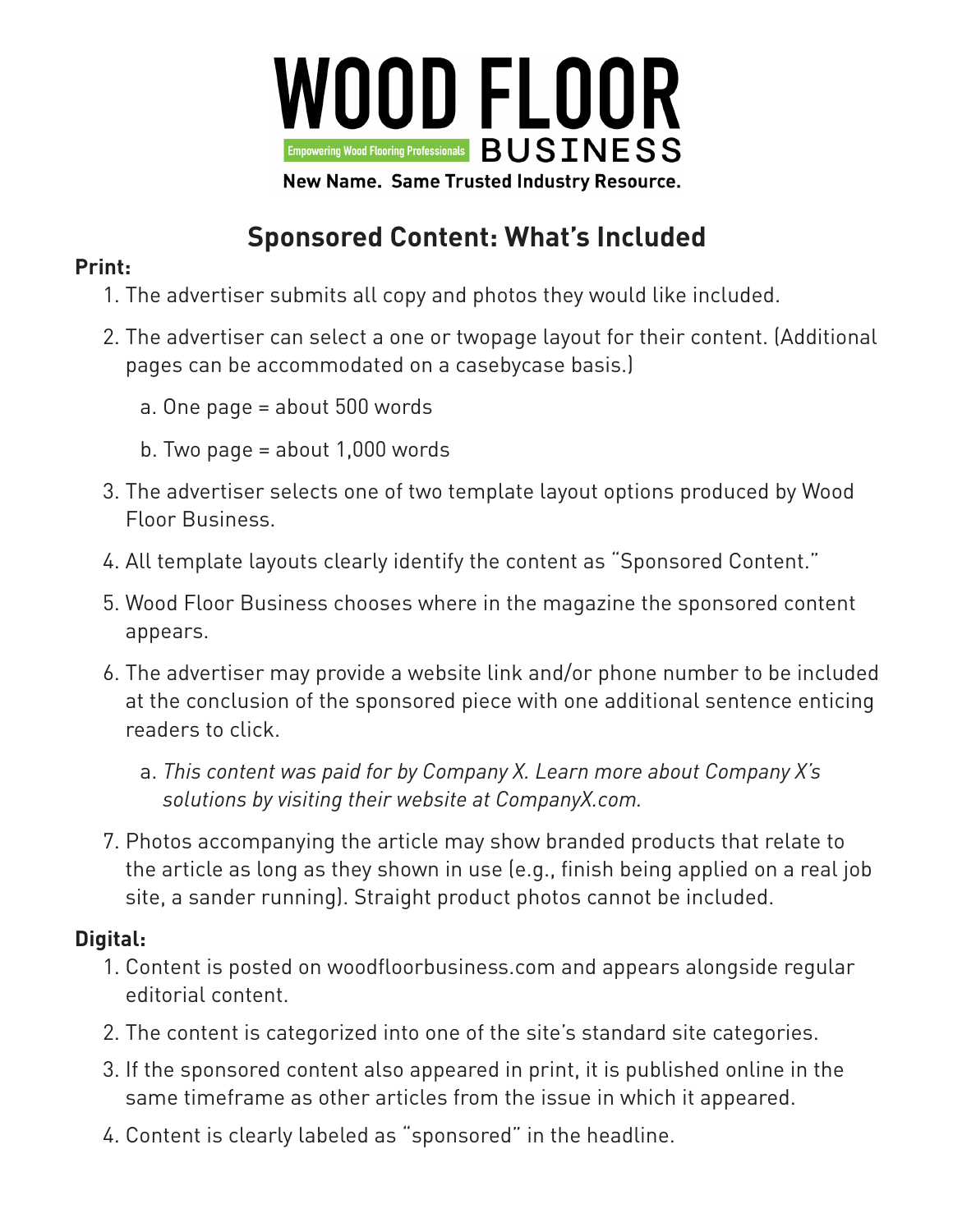# WOOD FLOOR BUSINESS

Empowering Wood Flooring Professionals

**New Name. Same Trusted Industry Resource.**

## Sponsored Content: What's Included

**Print:**

1. The advertiser submits all copy and photos they would like included.
2. The advertiser can select a one or twopage layout for their content. (Additional pages can be accommodated on a casebycase basis.)
   a. One page = about 500 words
   b. Two page = about 1,000 words
3. The advertiser selects one of two template layout options produced by Wood Floor Business.
4. All template layouts clearly identify the content as "Sponsored Content."
5. Wood Floor Business chooses where in the magazine the sponsored content appears.
6. The advertiser may provide a website link and/or phone number to be included at the conclusion of the sponsored piece with one additional sentence enticing readers to click.
   a. *This content was paid for by Company X. Learn more about Company X's solutions by visiting their website at CompanyX.com.*
7. Photos accompanying the article may show branded products that relate to the article as long as they shown in use (e.g., finish being applied on a real job site, a sander running). Straight product photos cannot be included.

**Digital:**

1. Content is posted on woodfloorbusiness.com and appears alongside regular editorial content.
2. The content is categorized into one of the site's standard site categories.
3. If the sponsored content also appeared in print, it is published online in the same timeframe as other articles from the issue in which it appeared.
4. Content is clearly labeled as "sponsored" in the headline.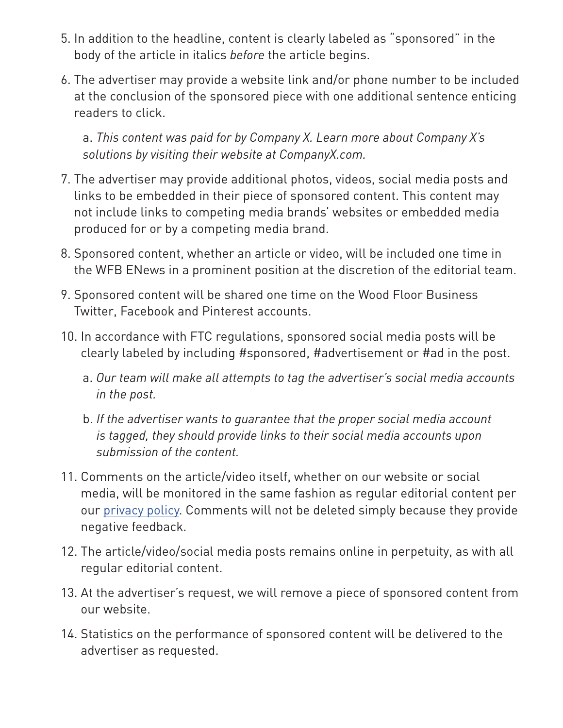5. In addition to the headline, content is clearly labeled as "sponsored" in the body of the article in italics *before* the article begins.

6. The advertiser may provide a website link and/or phone number to be included at the conclusion of the sponsored piece with one additional sentence enticing readers to click.

   a. *This content was paid for by Company X. Learn more about Company X's solutions by visiting their website at CompanyX.com.*

7. The advertiser may provide additional photos, videos, social media posts and links to be embedded in their piece of sponsored content. This content may not include links to competing media brands' websites or embedded media produced for or by a competing media brand.

8. Sponsored content, whether an article or video, will be included one time in the WFB ENews in a prominent position at the discretion of the editorial team.

9. Sponsored content will be shared one time on the Wood Floor Business Twitter, Facebook and Pinterest accounts.

10. In accordance with FTC regulations, sponsored social media posts will be clearly labeled by including #sponsored, #advertisement or #ad in the post.

    a. *Our team will make all attempts to tag the advertiser's social media accounts in the post.*

    b. *If the advertiser wants to guarantee that the proper social media account is tagged, they should provide links to their social media accounts upon submission of the content.*

11. Comments on the article/video itself, whether on our website or social media, will be monitored in the same fashion as regular editorial content per our privacy policy. Comments will not be deleted simply because they provide negative feedback.

12. The article/video/social media posts remains online in perpetuity, as with all regular editorial content.

13. At the advertiser's request, we will remove a piece of sponsored content from our website.

14. Statistics on the performance of sponsored content will be delivered to the advertiser as requested.